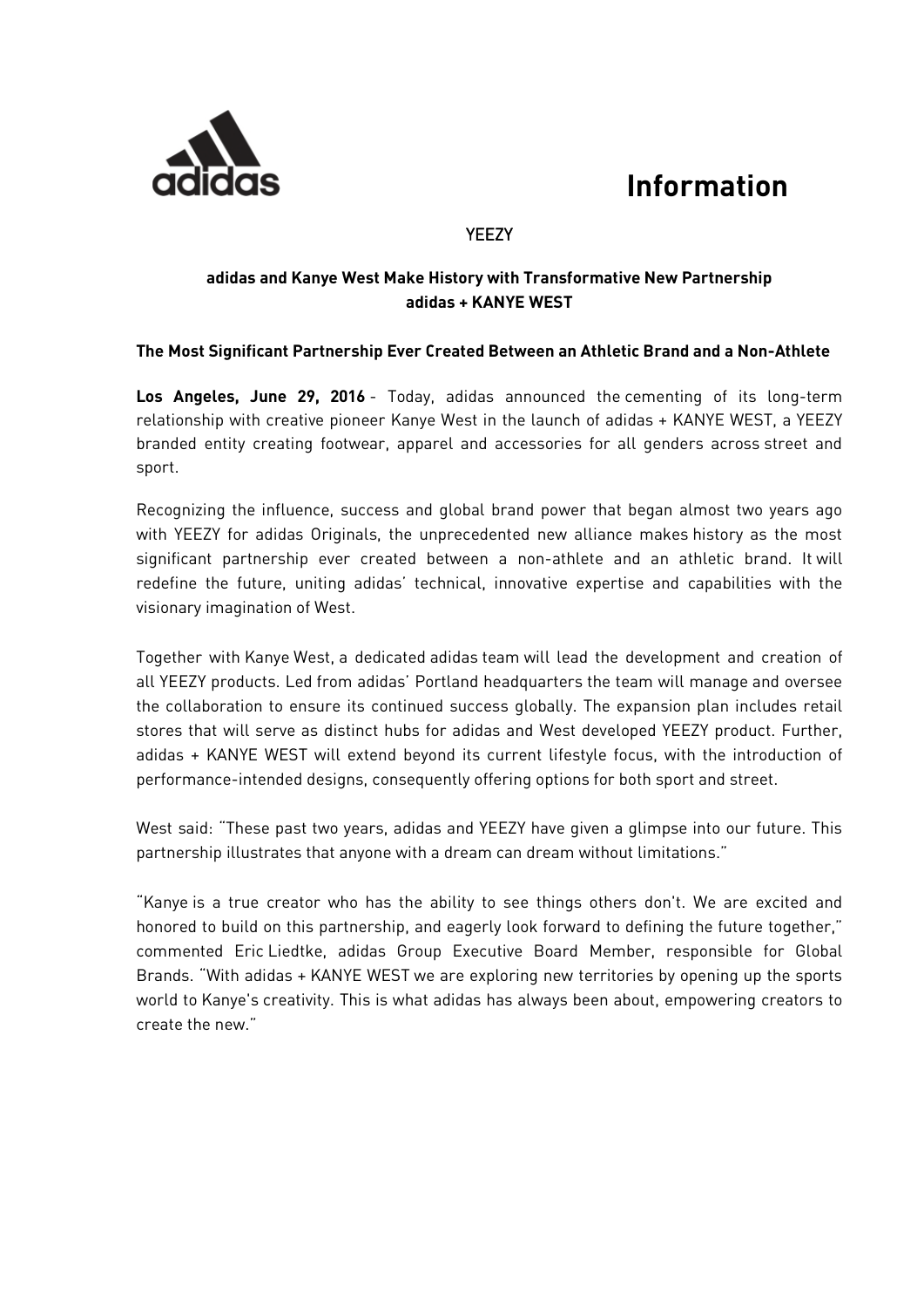# Information

YEEZY

**adidas and Kanye West Make History with Transformative New Partnership**
**adidas + KANYE WEST**

**The Most Significant Partnership Ever Created Between an Athletic Brand and a Non-Athlete**

**Los Angeles, June 29, 2016** - Today, adidas announced the cementing of its long-term relationship with creative pioneer Kanye West in the launch of adidas + KANYE WEST, a YEEZY branded entity creating footwear, apparel and accessories for all genders across street and sport.

Recognizing the influence, success and global brand power that began almost two years ago with YEEZY for adidas Originals, the unprecedented new alliance makes history as the most significant partnership ever created between a non-athlete and an athletic brand. It will redefine the future, uniting adidas' technical, innovative expertise and capabilities with the visionary imagination of West.

Together with Kanye West, a dedicated adidas team will lead the development and creation of all YEEZY products. Led from adidas' Portland headquarters the team will manage and oversee the collaboration to ensure its continued success globally. The expansion plan includes retail stores that will serve as distinct hubs for adidas and West developed YEEZY product. Further, adidas + KANYE WEST will extend beyond its current lifestyle focus, with the introduction of performance-intended designs, consequently offering options for both sport and street.

West said: "These past two years, adidas and YEEZY have given a glimpse into our future. This partnership illustrates that anyone with a dream can dream without limitations."

"Kanye is a true creator who has the ability to see things others don't. We are excited and honored to build on this partnership, and eagerly look forward to defining the future together," commented Eric Liedtke, adidas Group Executive Board Member, responsible for Global Brands. "With adidas + KANYE WEST we are exploring new territories by opening up the sports world to Kanye's creativity. This is what adidas has always been about, empowering creators to create the new."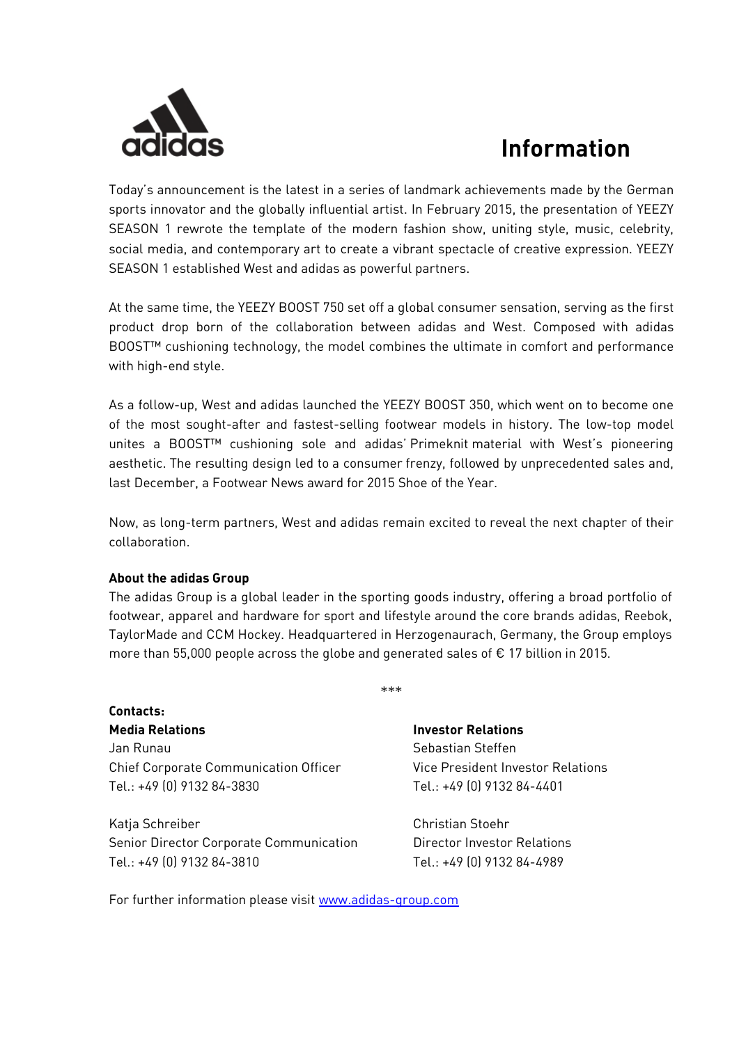# Information

Today's announcement is the latest in a series of landmark achievements made by the German sports innovator and the globally influential artist. In February 2015, the presentation of YEEZY SEASON 1 rewrote the template of the modern fashion show, uniting style, music, celebrity, social media, and contemporary art to create a vibrant spectacle of creative expression. YEEZY SEASON 1 established West and adidas as powerful partners.

At the same time, the YEEZY BOOST 750 set off a global consumer sensation, serving as the first product drop born of the collaboration between adidas and West. Composed with adidas BOOST™ cushioning technology, the model combines the ultimate in comfort and performance with high-end style.

As a follow-up, West and adidas launched the YEEZY BOOST 350, which went on to become one of the most sought-after and fastest-selling footwear models in history. The low-top model unites a BOOST™ cushioning sole and adidas' Primeknit material with West's pioneering aesthetic. The resulting design led to a consumer frenzy, followed by unprecedented sales and, last December, a Footwear News award for 2015 Shoe of the Year.

Now, as long-term partners, West and adidas remain excited to reveal the next chapter of their collaboration.

**About the adidas Group**

The adidas Group is a global leader in the sporting goods industry, offering a broad portfolio of footwear, apparel and hardware for sport and lifestyle around the core brands adidas, Reebok, TaylorMade and CCM Hockey. Headquartered in Herzogenaurach, Germany, the Group employs more than 55,000 people across the globe and generated sales of € 17 billion in 2015.

***

**Contacts:**

**Media Relations**

Jan Runau
Chief Corporate Communication Officer
Tel.: +49 (0) 9132 84-3830

Katja Schreiber
Senior Director Corporate Communication
Tel.: +49 (0) 9132 84-3810

**Investor Relations**

Sebastian Steffen
Vice President Investor Relations
Tel.: +49 (0) 9132 84-4401

Christian Stoehr
Director Investor Relations
Tel.: +49 (0) 9132 84-4989

For further information please visit [www.adidas-group.com](http://www.adidas-group.com)